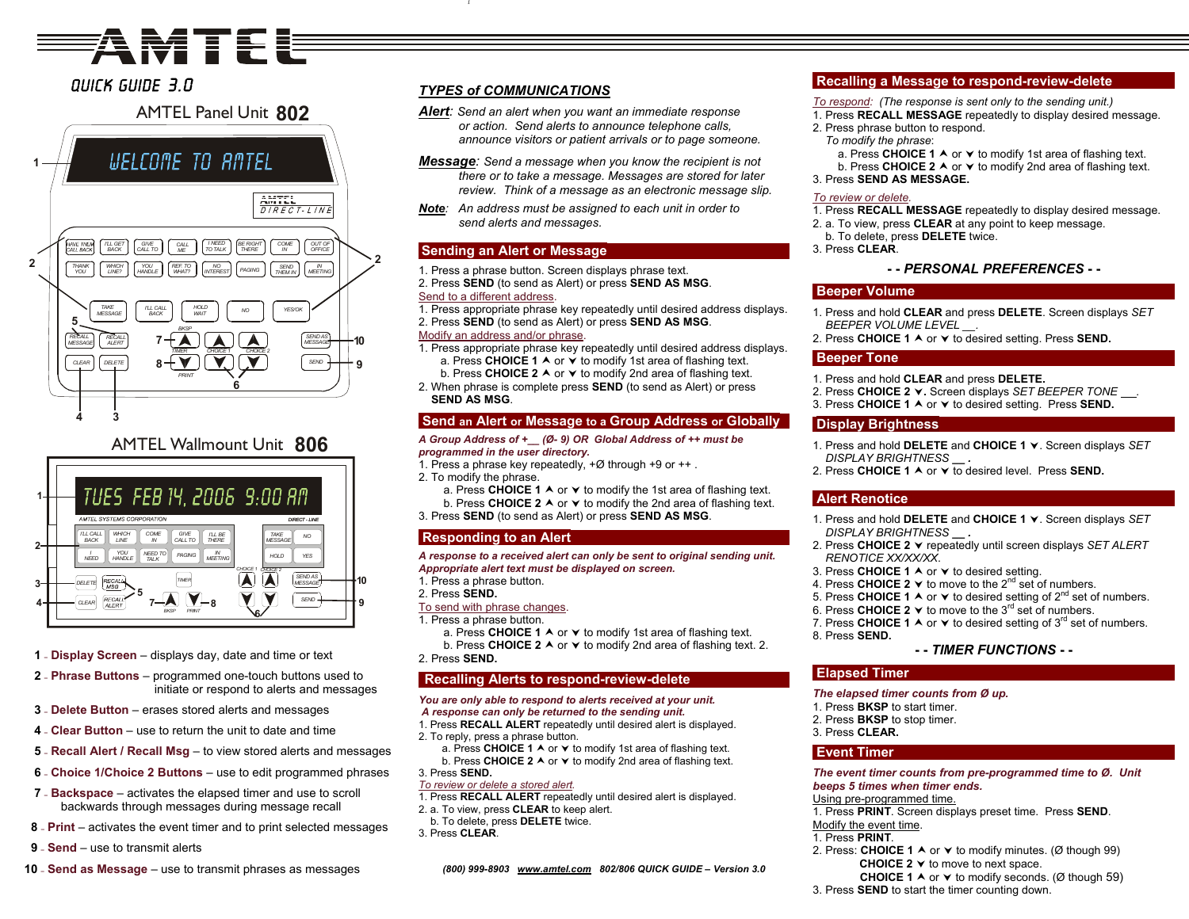# AMTEL

QUICK GUIDE 3.0

## AMTEL Panel Unit 802

## AMTEL Wallmount Unit 806

1 - **Display Screen** – displays day, date and time or text

2 - **Phrase Buttons** – programmed one-touch buttons used to initiate or respond to alerts and messages

3 - **Delete Button** – erases stored alerts and messages

4 - **Clear Button** – use to return the unit to date and time

5 - **Recall Alert / Recall Msg** – to view stored alerts and messages

6 - **Choice 1/Choice 2 Buttons** – use to edit programmed phrases

7 - **Backspace** – activates the elapsed timer and use to scroll backwards through messages during message recall

8 - **Print** – activates the event timer and to print selected messages

9 - **Send** – use to transmit alerts

10 - **Send as Message** – use to transmit phrases as messages

## *TYPES of COMMUNICATIONS*

***Alert***: *Send an alert when you want an immediate response or action. Send alerts to announce telephone calls, announce visitors or patient arrivals or to page someone.*

***Message***: *Send a message when you know the recipient is not there or to take a message. Messages are stored for later review. Think of a message as an electronic message slip.*

***Note***: *An address must be assigned to each unit in order to send alerts and messages.*

## Sending an Alert or Message

1. Press a phrase button. Screen displays phrase text.
2. Press **SEND** (to send as Alert) or press **SEND AS MSG**.

Send to a different address.
1. Press appropriate phrase key repeatedly until desired address displays.
2. Press **SEND** (to send as Alert) or press **SEND AS MSG**.

Modify an address and/or phrase.
1. Press appropriate phrase key repeatedly until desired address displays.
   a. Press **CHOICE 1** ⌃ or ⌄ to modify 1st area of flashing text.
   b. Press **CHOICE 2** ⌃ or ⌄ to modify 2nd area of flashing text.
2. When phrase is complete press **SEND** (to send as Alert) or press **SEND AS MSG**.

## Send an Alert or Message to a Group Address or Globally

***A Group Address of +__ (Ø- 9) OR Global Address of ++ must be programmed in the user directory.***
1. Press a phrase key repeatedly, +Ø through +9 or ++ .
2. To modify the phrase.
   a. Press **CHOICE 1** ⌃ or ⌄ to modify the 1st area of flashing text.
   b. Press **CHOICE 2** ⌃ or ⌄ to modify the 2nd area of flashing text.
3. Press **SEND** (to send as Alert) or press **SEND AS MSG**.

## Responding to an Alert

***A response to a received alert can only be sent to original sending unit. Appropriate alert text must be displayed on screen.***
1. Press a phrase button.
2. Press **SEND.**

To send with phrase changes.
1. Press a phrase button.
   a. Press **CHOICE 1** ⌃ or ⌄ to modify 1st area of flashing text.
   b. Press **CHOICE 2** ⌃ or ⌄ to modify 2nd area of flashing text. 2.
2. Press **SEND.**

## Recalling Alerts to respond-review-delete

***You are only able to respond to alerts received at your unit. A response can only be returned to the sending unit.***
1. Press **RECALL ALERT** repeatedly until desired alert is displayed.
2. To reply, press a phrase button.
   a. Press **CHOICE 1** ⌃ or ⌄ to modify 1st area of flashing text.
   b. Press **CHOICE 2** ⌃ or ⌄ to modify 2nd area of flashing text.
3. Press **SEND.**

*To review or delete a stored alert.*
1. Press **RECALL ALERT** repeatedly until desired alert is displayed.
2. a. To view, press **CLEAR** to keep alert.
   b. To delete, press **DELETE** twice.
3. Press **CLEAR**.

*(800) 999-8903 www.amtel.com 802/806 QUICK GUIDE – Version 3.0*

## Recalling a Message to respond-review-delete

*To respond: (The response is sent only to the sending unit.)*
1. Press **RECALL MESSAGE** repeatedly to display desired message.
2. Press phrase button to respond.
   *To modify the phrase*:
   a. Press **CHOICE 1** ⌃ or ⌄ to modify 1st area of flashing text.
   b. Press **CHOICE 2** ⌃ or ⌄ to modify 2nd area of flashing text.
3. Press **SEND AS MESSAGE.**

*To review or delete.*
1. Press **RECALL MESSAGE** repeatedly to display desired message.
2. a. To view, press **CLEAR** at any point to keep message.
   b. To delete, press **DELETE** twice.
3. Press **CLEAR**.

## *- - PERSONAL PREFERENCES - -*

## Beeper Volume

1. Press and hold **CLEAR** and press **DELETE**. Screen displays *SET BEEPER VOLUME LEVEL __*.
2. Press **CHOICE 1** ⌃ or ⌄ to desired setting. Press **SEND.**

## Beeper Tone

1. Press and hold **CLEAR** and press **DELETE.**
2. Press **CHOICE 2** ⌄**.** Screen displays *SET BEEPER TONE __*.
3. Press **CHOICE 1** ⌃ or ⌄ to desired setting. Press **SEND.**

## Display Brightness

1. Press and hold **DELETE** and **CHOICE 1** ⌄. Screen displays *SET DISPLAY BRIGHTNESS* **__ .**
2. Press **CHOICE 1** ⌃ or ⌄ to desired level. Press **SEND.**

## Alert Renotice

1. Press and hold **DELETE** and **CHOICE 1** ⌄. Screen displays *SET DISPLAY BRIGHTNESS* **__ .**
2. Press **CHOICE 2** ⌄ repeatedly until screen displays *SET ALERT RENOTICE XX/XX/XX.*
3. Press **CHOICE 1** ⌃ or ⌄ to desired setting.
4. Press **CHOICE 2** ⌄ to move to the 2nd set of numbers.
5. Press **CHOICE 1** ⌃ or ⌄ to desired setting of 2nd set of numbers.
6. Press **CHOICE 2** ⌄ to move to the 3rd set of numbers.
7. Press **CHOICE 1** ⌃ or ⌄ to desired setting of 3rd set of numbers.
8. Press **SEND.**

## *- - TIMER FUNCTIONS - -*

## Elapsed Timer

***The elapsed timer counts from Ø up.***
1. Press **BKSP** to start timer.
2. Press **BKSP** to stop timer.
3. Press **CLEAR.**

## Event Timer

***The event timer counts from pre-programmed time to Ø. Unit beeps 5 times when timer ends.***

Using pre-programmed time.
1. Press **PRINT**. Screen displays preset time. Press **SEND**.

Modify the event time.
1. Press **PRINT**.
2. Press: **CHOICE 1** ⌃ or ⌄ to modify minutes. (Ø though 99)
   **CHOICE 2** ⌄ to move to next space.
   **CHOICE 1** ⌃ or ⌄ to modify seconds. (Ø though 59)
3. Press **SEND** to start the timer counting down.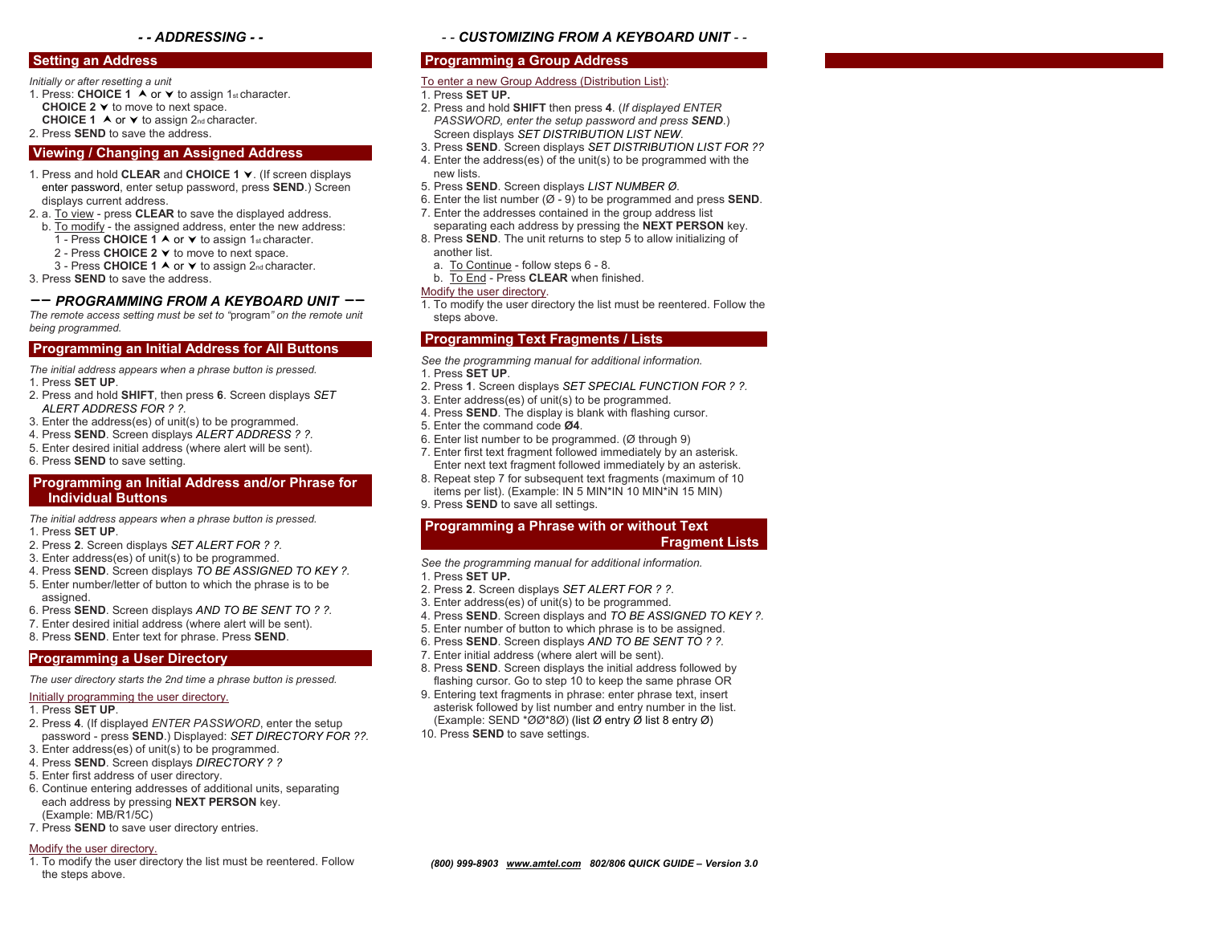## *- - ADDRESSING - -*

### Setting an Address

*Initially or after resetting a unit*

1. Press: **CHOICE 1** ▲ or ▼ to assign 1st character.
   **CHOICE 2** ▼ to move to next space.
   **CHOICE 1** ▲ or ▼ to assign 2nd character.
2. Press **SEND** to save the address.

### Viewing / Changing an Assigned Address

1. Press and hold **CLEAR** and **CHOICE 1** ▼. (If screen displays enter password, enter setup password, press **SEND**.) Screen displays current address.
2. a. To view - press **CLEAR** to save the displayed address.
   b. To modify - the assigned address, enter the new address:
      1 - Press **CHOICE 1** ▲ or ▼ to assign 1st character.
      2 - Press **CHOICE 2** ▼ to move to next space.
      3 - Press **CHOICE 1** ▲ or ▼ to assign 2nd character.
3. Press **SEND** to save the address.

## *–– PROGRAMMING FROM A KEYBOARD UNIT ––*

*The remote access setting must be set to "program" on the remote unit being programmed.*

### Programming an Initial Address for All Buttons

*The initial address appears when a phrase button is pressed.*

1. Press **SET UP**.
2. Press and hold **SHIFT**, then press **6**. Screen displays *SET ALERT ADDRESS FOR ? ?.*
3. Enter the address(es) of unit(s) to be programmed.
4. Press **SEND**. Screen displays *ALERT ADDRESS ? ?.*
5. Enter desired initial address (where alert will be sent).
6. Press **SEND** to save setting.

### Programming an Initial Address and/or Phrase for Individual Buttons

*The initial address appears when a phrase button is pressed.*

1. Press **SET UP**.
2. Press **2**. Screen displays *SET ALERT FOR ? ?.*
3. Enter address(es) of unit(s) to be programmed.
4. Press **SEND**. Screen displays *TO BE ASSIGNED TO KEY ?.*
5. Enter number/letter of button to which the phrase is to be assigned.
6. Press **SEND**. Screen displays *AND TO BE SENT TO ? ?.*
7. Enter desired initial address (where alert will be sent).
8. Press **SEND**. Enter text for phrase. Press **SEND**.

### Programming a User Directory

*The user directory starts the 2nd time a phrase button is pressed.*

Initially programming the user directory.

1. Press **SET UP**.
2. Press **4**. (If displayed *ENTER PASSWORD*, enter the setup password - press **SEND**.) Displayed: *SET DIRECTORY FOR ??.*
3. Enter address(es) of unit(s) to be programmed.
4. Press **SEND**. Screen displays *DIRECTORY ? ?*
5. Enter first address of user directory.
6. Continue entering addresses of additional units, separating each address by pressing **NEXT PERSON** key. (Example: MB/R1/5C)
7. Press **SEND** to save user directory entries.

Modify the user directory.

1. To modify the user directory the list must be reentered. Follow the steps above.

## *- - CUSTOMIZING FROM A KEYBOARD UNIT - -*

### Programming a Group Address

To enter a new Group Address (Distribution List):

1. Press **SET UP.**
2. Press and hold **SHIFT** then press **4**. (*If displayed ENTER PASSWORD, enter the setup password and press **SEND**.*) Screen displays *SET DISTRIBUTION LIST NEW*.
3. Press **SEND**. Screen displays *SET DISTRIBUTION LIST FOR ??*
4. Enter the address(es) of the unit(s) to be programmed with the new lists.
5. Press **SEND**. Screen displays *LIST NUMBER Ø.*
6. Enter the list number (Ø - 9) to be programmed and press **SEND**.
7. Enter the addresses contained in the group address list separating each address by pressing the **NEXT PERSON** key.
8. Press **SEND**. The unit returns to step 5 to allow initializing of another list.
   a. To Continue - follow steps 6 - 8.
   b. To End - Press **CLEAR** when finished.

Modify the user directory.

1. To modify the user directory the list must be reentered. Follow the steps above.

### Programming Text Fragments / Lists

*See the programming manual for additional information.*

1. Press **SET UP**.
2. Press **1**. Screen displays *SET SPECIAL FUNCTION FOR ? ?.*
3. Enter address(es) of unit(s) to be programmed.
4. Press **SEND**. The display is blank with flashing cursor.
5. Enter the command code **Ø4**.
6. Enter list number to be programmed. (Ø through 9)
7. Enter first text fragment followed immediately by an asterisk. Enter next text fragment followed immediately by an asterisk.
8. Repeat step 7 for subsequent text fragments (maximum of 10 items per list). (Example: IN 5 MIN*IN 10 MIN*iN 15 MIN)
9. Press **SEND** to save all settings.

### Programming a Phrase with or without Text Fragment Lists

*See the programming manual for additional information.*

1. Press **SET UP.**
2. Press **2**. Screen displays *SET ALERT FOR ? ?.*
3. Enter address(es) of unit(s) to be programmed.
4. Press **SEND**. Screen displays and *TO BE ASSIGNED TO KEY ?.*
5. Enter number of button to which phrase is to be assigned.
6. Press **SEND**. Screen displays *AND TO BE SENT TO ? ?.*
7. Enter initial address (where alert will be sent).
8. Press **SEND**. Screen displays the initial address followed by flashing cursor. Go to step 10 to keep the same phrase OR
9. Entering text fragments in phrase: enter phrase text, insert asterisk followed by list number and entry number in the list. (Example: SEND *ØØ*8Ø) (list Ø entry Ø list 8 entry Ø)
10. Press **SEND** to save settings.

***(800) 999-8903 www.amtel.com 802/806 QUICK GUIDE – Version 3.0***